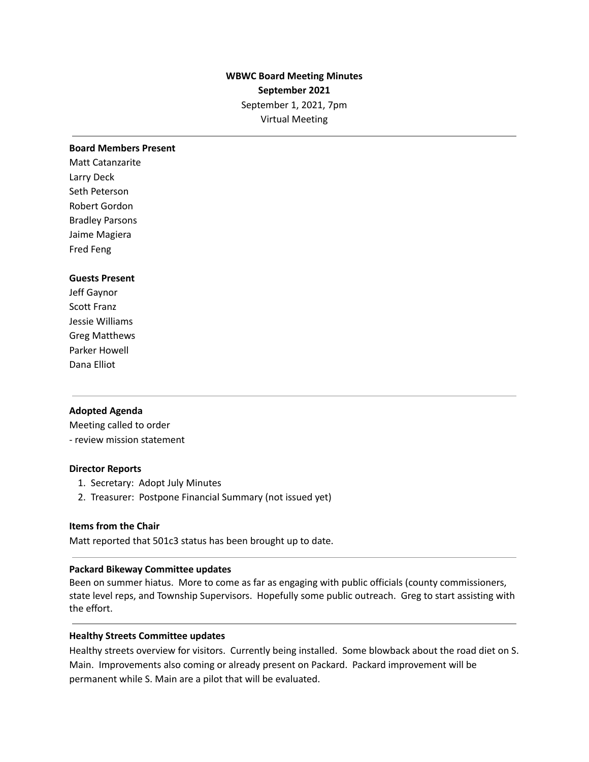# WBWC Board Meeting Minutes

**September 2021**

September 1, 2021, 7pm

Virtual Meeting

---

**Board Members Present**

Matt Catanzarite
Larry Deck
Seth Peterson
Robert Gordon
Bradley Parsons
Jaime Magiera
Fred Feng

**Guests Present**

Jeff Gaynor
Scott Franz
Jessie Williams
Greg Matthews
Parker Howell
Dana Elliot

---

**Adopted Agenda**

Meeting called to order
- review mission statement

**Director Reports**

1. Secretary: Adopt July Minutes
2. Treasurer: Postpone Financial Summary (not issued yet)

**Items from the Chair**

Matt reported that 501c3 status has been brought up to date.

---

**Packard Bikeway Committee updates**

Been on summer hiatus. More to come as far as engaging with public officials (county commissioners, state level reps, and Township Supervisors. Hopefully some public outreach. Greg to start assisting with the effort.

---

**Healthy Streets Committee updates**

Healthy streets overview for visitors. Currently being installed. Some blowback about the road diet on S. Main. Improvements also coming or already present on Packard. Packard improvement will be permanent while S. Main are a pilot that will be evaluated.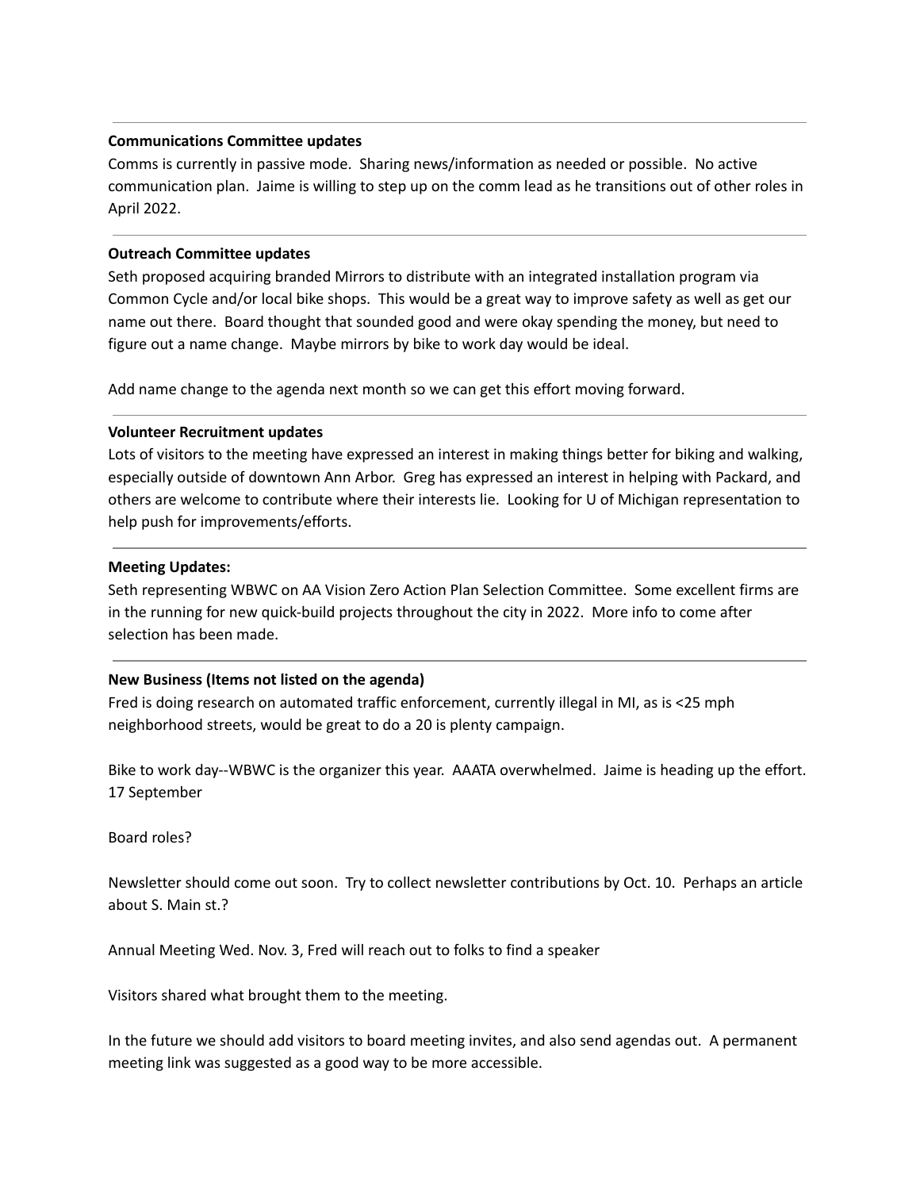---

**Communications Committee updates**

Comms is currently in passive mode. Sharing news/information as needed or possible. No active communication plan. Jaime is willing to step up on the comm lead as he transitions out of other roles in April 2022.

---

**Outreach Committee updates**

Seth proposed acquiring branded Mirrors to distribute with an integrated installation program via Common Cycle and/or local bike shops. This would be a great way to improve safety as well as get our name out there. Board thought that sounded good and were okay spending the money, but need to figure out a name change. Maybe mirrors by bike to work day would be ideal.

Add name change to the agenda next month so we can get this effort moving forward.

---

**Volunteer Recruitment updates**

Lots of visitors to the meeting have expressed an interest in making things better for biking and walking, especially outside of downtown Ann Arbor. Greg has expressed an interest in helping with Packard, and others are welcome to contribute where their interests lie. Looking for U of Michigan representation to help push for improvements/efforts.

---

**Meeting Updates:**

Seth representing WBWC on AA Vision Zero Action Plan Selection Committee. Some excellent firms are in the running for new quick-build projects throughout the city in 2022. More info to come after selection has been made.

---

**New Business (Items not listed on the agenda)**

Fred is doing research on automated traffic enforcement, currently illegal in MI, as is <25 mph neighborhood streets, would be great to do a 20 is plenty campaign.

Bike to work day--WBWC is the organizer this year. AAATA overwhelmed. Jaime is heading up the effort. 17 September

Board roles?

Newsletter should come out soon. Try to collect newsletter contributions by Oct. 10. Perhaps an article about S. Main st.?

Annual Meeting Wed. Nov. 3, Fred will reach out to folks to find a speaker

Visitors shared what brought them to the meeting.

In the future we should add visitors to board meeting invites, and also send agendas out. A permanent meeting link was suggested as a good way to be more accessible.